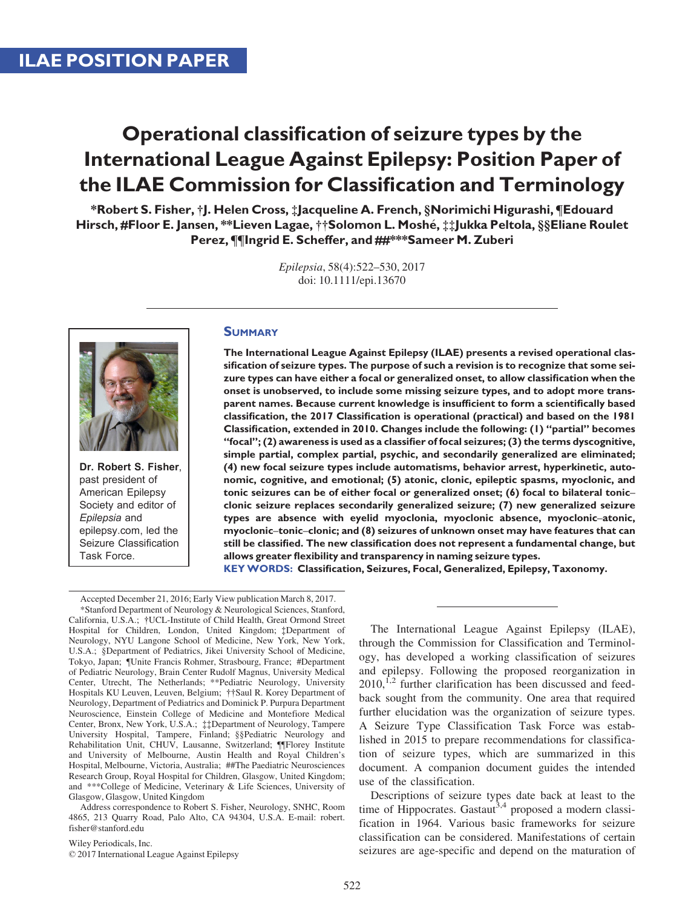ILAE POSITION PAPER

# Operational classification of seizure types by the International League Against Epilepsy: Position Paper of the ILAE Commission for Classification and Terminology

**\*Robert S. Fisher, †J. Helen Cross, ‡Jacqueline A. French, §Norimichi Higurashi, ¶Edouard Hirsch, #Floor E. Jansen, \*\*Lieven Lagae, ††Solomon L. Moshé, ‡‡Jukka Peltola, §§Eliane Roulet Perez, ¶¶Ingrid E. Scheffer, and ##\*\*\*Sameer M. Zuberi**

*Epilepsia*, 58(4):522–530, 2017
doi: 10.1111/epi.13670

**Dr. Robert S. Fisher**, past president of American Epilepsy Society and editor of *Epilepsia* and epilepsy.com, led the Seizure Classification Task Force.

## Summary

**The International League Against Epilepsy (ILAE) presents a revised operational classification of seizure types. The purpose of such a revision is to recognize that some seizure types can have either a focal or generalized onset, to allow classification when the onset is unobserved, to include some missing seizure types, and to adopt more transparent names. Because current knowledge is insufficient to form a scientifically based classification, the 2017 Classification is operational (practical) and based on the 1981 Classification, extended in 2010. Changes include the following: (1) "partial" becomes "focal"; (2) awareness is used as a classifier of focal seizures; (3) the terms dyscognitive, simple partial, complex partial, psychic, and secondarily generalized are eliminated; (4) new focal seizure types include automatisms, behavior arrest, hyperkinetic, autonomic, cognitive, and emotional; (5) atonic, clonic, epileptic spasms, myoclonic, and tonic seizures can be of either focal or generalized onset; (6) focal to bilateral tonic–clonic seizure replaces secondarily generalized seizure; (7) new generalized seizure types are absence with eyelid myoclonia, myoclonic absence, myoclonic–atonic, myoclonic–tonic–clonic; and (8) seizures of unknown onset may have features that can still be classified. The new classification does not represent a fundamental change, but allows greater flexibility and transparency in naming seizure types.**

**KEY WORDS: Classification, Seizures, Focal, Generalized, Epilepsy, Taxonomy.**

Accepted December 21, 2016; Early View publication March 8, 2017.

\*Stanford Department of Neurology & Neurological Sciences, Stanford, California, U.S.A.; †UCL-Institute of Child Health, Great Ormond Street Hospital for Children, London, United Kingdom; ‡Department of Neurology, NYU Langone School of Medicine, New York, New York, U.S.A.; §Department of Pediatrics, Jikei University School of Medicine, Tokyo, Japan; ¶Unite Francis Rohmer, Strasbourg, France; #Department of Pediatric Neurology, Brain Center Rudolf Magnus, University Medical Center, Utrecht, The Netherlands; \*\*Pediatric Neurology, University Hospitals KU Leuven, Leuven, Belgium; ††Saul R. Korey Department of Neurology, Department of Pediatrics and Dominick P. Purpura Department Neuroscience, Einstein College of Medicine and Montefiore Medical Center, Bronx, New York, U.S.A.; ‡‡Department of Neurology, Tampere University Hospital, Tampere, Finland; §§Pediatric Neurology and Rehabilitation Unit, CHUV, Lausanne, Switzerland; ¶¶Florey Institute and University of Melbourne, Austin Health and Royal Children's Hospital, Melbourne, Victoria, Australia; ##The Paediatric Neurosciences Research Group, Royal Hospital for Children, Glasgow, United Kingdom; and \*\*\*College of Medicine, Veterinary & Life Sciences, University of Glasgow, Glasgow, United Kingdom

Address correspondence to Robert S. Fisher, Neurology, SNHC, Room 4865, 213 Quarry Road, Palo Alto, CA 94304, U.S.A. E-mail: robert.fisher@stanford.edu

Wiley Periodicals, Inc.
© 2017 International League Against Epilepsy

The International League Against Epilepsy (ILAE), through the Commission for Classification and Terminology, has developed a working classification of seizures and epilepsy. Following the proposed reorganization in 2010,[1,2] further clarification has been discussed and feedback sought from the community. One area that required further elucidation was the organization of seizure types. A Seizure Type Classification Task Force was established in 2015 to prepare recommendations for classification of seizure types, which are summarized in this document. A companion document guides the intended use of the classification.

Descriptions of seizure types date back at least to the time of Hippocrates. Gastaut[3,4] proposed a modern classification in 1964. Various basic frameworks for seizure classification can be considered. Manifestations of certain seizures are age-specific and depend on the maturation of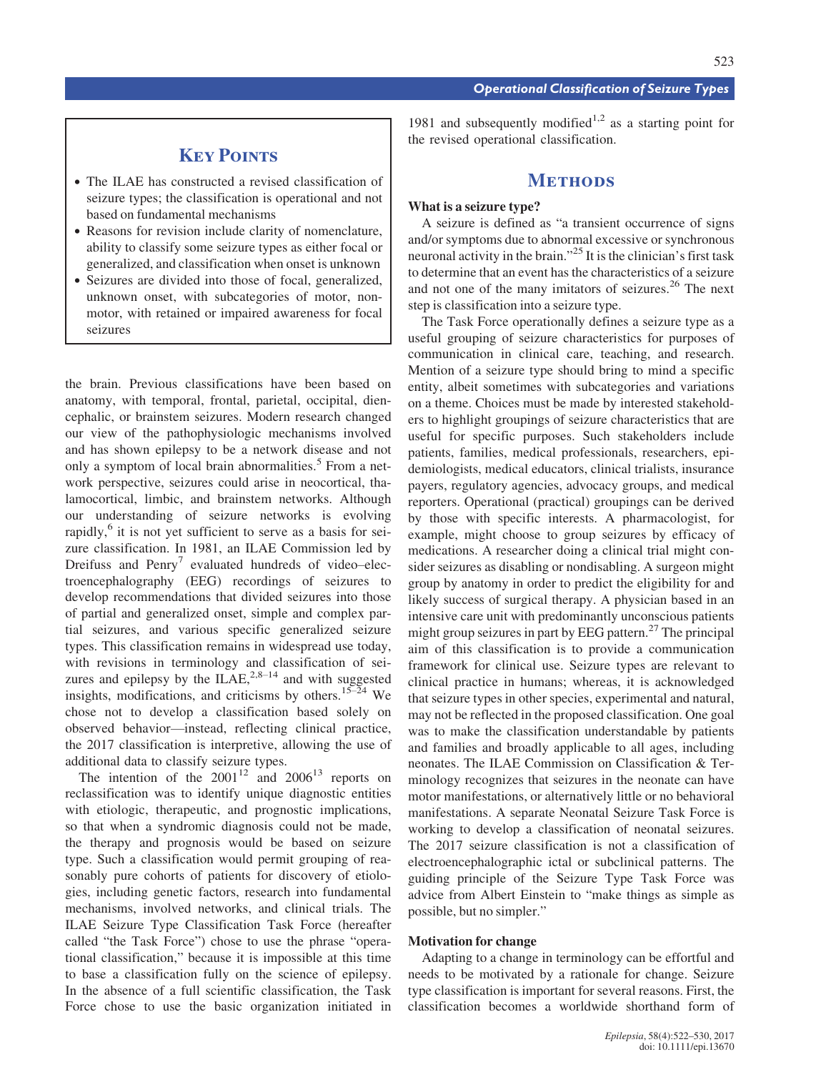## Key Points

- The ILAE has constructed a revised classification of seizure types; the classification is operational and not based on fundamental mechanisms
- Reasons for revision include clarity of nomenclature, ability to classify some seizure types as either focal or generalized, and classification when onset is unknown
- Seizures are divided into those of focal, generalized, unknown onset, with subcategories of motor, nonmotor, with retained or impaired awareness for focal seizures

the brain. Previous classifications have been based on anatomy, with temporal, frontal, parietal, occipital, diencephalic, or brainstem seizures. Modern research changed our view of the pathophysiologic mechanisms involved and has shown epilepsy to be a network disease and not only a symptom of local brain abnormalities.[5] From a network perspective, seizures could arise in neocortical, thalamocortical, limbic, and brainstem networks. Although our understanding of seizure networks is evolving rapidly,[6] it is not yet sufficient to serve as a basis for seizure classification. In 1981, an ILAE Commission led by Dreifuss and Penry[7] evaluated hundreds of video–electroencephalography (EEG) recordings of seizures to develop recommendations that divided seizures into those of partial and generalized onset, simple and complex partial seizures, and various specific generalized seizure types. This classification remains in widespread use today, with revisions in terminology and classification of seizures and epilepsy by the ILAE,[2,8–14] and with suggested insights, modifications, and criticisms by others.[15–24] We chose not to develop a classification based solely on observed behavior—instead, reflecting clinical practice, the 2017 classification is interpretive, allowing the use of additional data to classify seizure types.

The intention of the 2001[12] and 2006[13] reports on reclassification was to identify unique diagnostic entities with etiologic, therapeutic, and prognostic implications, so that when a syndromic diagnosis could not be made, the therapy and prognosis would be based on seizure type. Such a classification would permit grouping of reasonably pure cohorts of patients for discovery of etiologies, including genetic factors, research into fundamental mechanisms, involved networks, and clinical trials. The ILAE Seizure Type Classification Task Force (hereafter called "the Task Force") chose to use the phrase "operational classification," because it is impossible at this time to base a classification fully on the science of epilepsy. In the absence of a full scientific classification, the Task Force chose to use the basic organization initiated in 1981 and subsequently modified[1,2] as a starting point for the revised operational classification.

## Methods

### What is a seizure type?

A seizure is defined as "a transient occurrence of signs and/or symptoms due to abnormal excessive or synchronous neuronal activity in the brain."[25] It is the clinician's first task to determine that an event has the characteristics of a seizure and not one of the many imitators of seizures.[26] The next step is classification into a seizure type.

The Task Force operationally defines a seizure type as a useful grouping of seizure characteristics for purposes of communication in clinical care, teaching, and research. Mention of a seizure type should bring to mind a specific entity, albeit sometimes with subcategories and variations on a theme. Choices must be made by interested stakeholders to highlight groupings of seizure characteristics that are useful for specific purposes. Such stakeholders include patients, families, medical professionals, researchers, epidemiologists, medical educators, clinical trialists, insurance payers, regulatory agencies, advocacy groups, and medical reporters. Operational (practical) groupings can be derived by those with specific interests. A pharmacologist, for example, might choose to group seizures by efficacy of medications. A researcher doing a clinical trial might consider seizures as disabling or nondisabling. A surgeon might group by anatomy in order to predict the eligibility for and likely success of surgical therapy. A physician based in an intensive care unit with predominantly unconscious patients might group seizures in part by EEG pattern.[27] The principal aim of this classification is to provide a communication framework for clinical use. Seizure types are relevant to clinical practice in humans; whereas, it is acknowledged that seizure types in other species, experimental and natural, may not be reflected in the proposed classification. One goal was to make the classification understandable by patients and families and broadly applicable to all ages, including neonates. The ILAE Commission on Classification & Terminology recognizes that seizures in the neonate can have motor manifestations, or alternatively little or no behavioral manifestations. A separate Neonatal Seizure Task Force is working to develop a classification of neonatal seizures. The 2017 seizure classification is not a classification of electroencephalographic ictal or subclinical patterns. The guiding principle of the Seizure Type Task Force was advice from Albert Einstein to "make things as simple as possible, but no simpler."

### Motivation for change

Adapting to a change in terminology can be effortful and needs to be motivated by a rationale for change. Seizure type classification is important for several reasons. First, the classification becomes a worldwide shorthand form of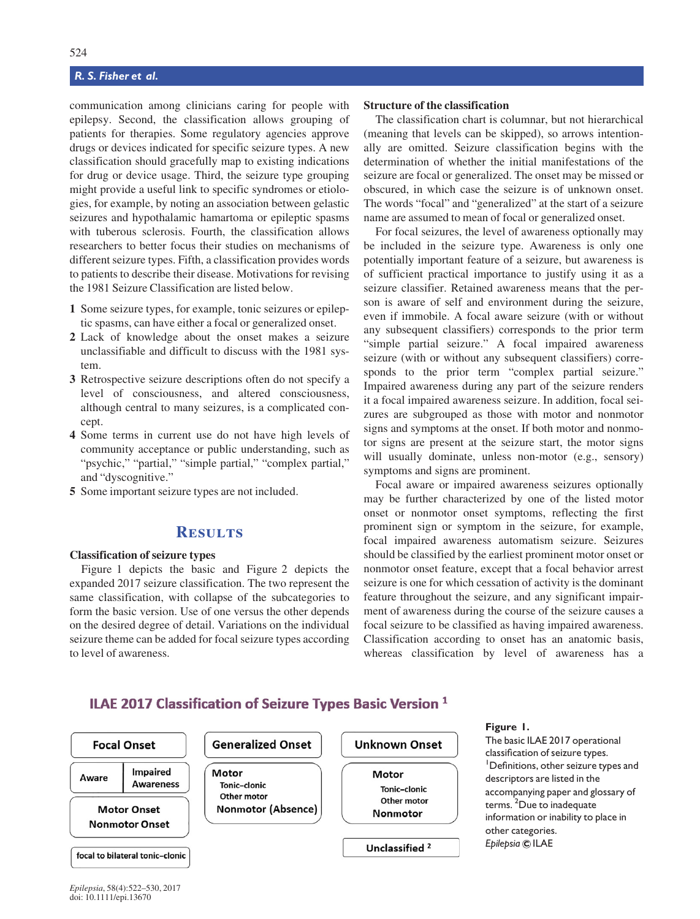communication among clinicians caring for people with epilepsy. Second, the classification allows grouping of patients for therapies. Some regulatory agencies approve drugs or devices indicated for specific seizure types. A new classification should gracefully map to existing indications for drug or device usage. Third, the seizure type grouping might provide a useful link to specific syndromes or etiologies, for example, by noting an association between gelastic seizures and hypothalamic hamartoma or epileptic spasms with tuberous sclerosis. Fourth, the classification allows researchers to better focus their studies on mechanisms of different seizure types. Fifth, a classification provides words to patients to describe their disease. Motivations for revising the 1981 Seizure Classification are listed below.

1. Some seizure types, for example, tonic seizures or epileptic spasms, can have either a focal or generalized onset.
2. Lack of knowledge about the onset makes a seizure unclassifiable and difficult to discuss with the 1981 system.
3. Retrospective seizure descriptions often do not specify a level of consciousness, and altered consciousness, although central to many seizures, is a complicated concept.
4. Some terms in current use do not have high levels of community acceptance or public understanding, such as "psychic," "partial," "simple partial," "complex partial," and "dyscognitive."
5. Some important seizure types are not included.

## Results

### Classification of seizure types

Figure 1 depicts the basic and Figure 2 depicts the expanded 2017 seizure classification. The two represent the same classification, with collapse of the subcategories to form the basic version. Use of one versus the other depends on the desired degree of detail. Variations on the individual seizure theme can be added for focal seizure types according to level of awareness.

### Structure of the classification

The classification chart is columnar, but not hierarchical (meaning that levels can be skipped), so arrows intentionally are omitted. Seizure classification begins with the determination of whether the initial manifestations of the seizure are focal or generalized. The onset may be missed or obscured, in which case the seizure is of unknown onset. The words "focal" and "generalized" at the start of a seizure name are assumed to mean of focal or generalized onset.

For focal seizures, the level of awareness optionally may be included in the seizure type. Awareness is only one potentially important feature of a seizure, but awareness is of sufficient practical importance to justify using it as a seizure classifier. Retained awareness means that the person is aware of self and environment during the seizure, even if immobile. A focal aware seizure (with or without any subsequent classifiers) corresponds to the prior term "simple partial seizure." A focal impaired awareness seizure (with or without any subsequent classifiers) corresponds to the prior term "complex partial seizure." Impaired awareness during any part of the seizure renders it a focal impaired awareness seizure. In addition, focal seizures are subgrouped as those with motor and nonmotor signs and symptoms at the onset. If both motor and nonmotor signs are present at the seizure start, the motor signs will usually dominate, unless non-motor (e.g., sensory) symptoms and signs are prominent.

Focal aware or impaired awareness seizures optionally may be further characterized by one of the listed motor onset or nonmotor onset symptoms, reflecting the first prominent sign or symptom in the seizure, for example, focal impaired awareness automatism seizure. Seizures should be classified by the earliest prominent motor onset or nonmotor onset feature, except that a focal behavior arrest seizure is one for which cessation of activity is the dominant feature throughout the seizure, and any significant impairment of awareness during the course of the seizure causes a focal seizure to be classified as having impaired awareness. Classification according to onset has an anatomic basis, whereas classification by level of awareness has a

ILAE 2017 Classification of Seizure Types Basic Version [1]

Focal Onset
Aware
Impaired Awareness
Motor Onset
Nonmotor Onset
focal to bilateral tonic-clonic

Generalized Onset
Motor
Tonic-clonic
Other motor
Nonmotor (Absence)

Unknown Onset
Motor
Tonic-clonic
Other motor
Nonmotor

Unclassified [2]

**Figure 1.**
The basic ILAE 2017 operational classification of seizure types. [1]Definitions, other seizure types and descriptors are listed in the accompanying paper and glossary of terms. [2]Due to inadequate information or inability to place in other categories.
*Epilepsia* © ILAE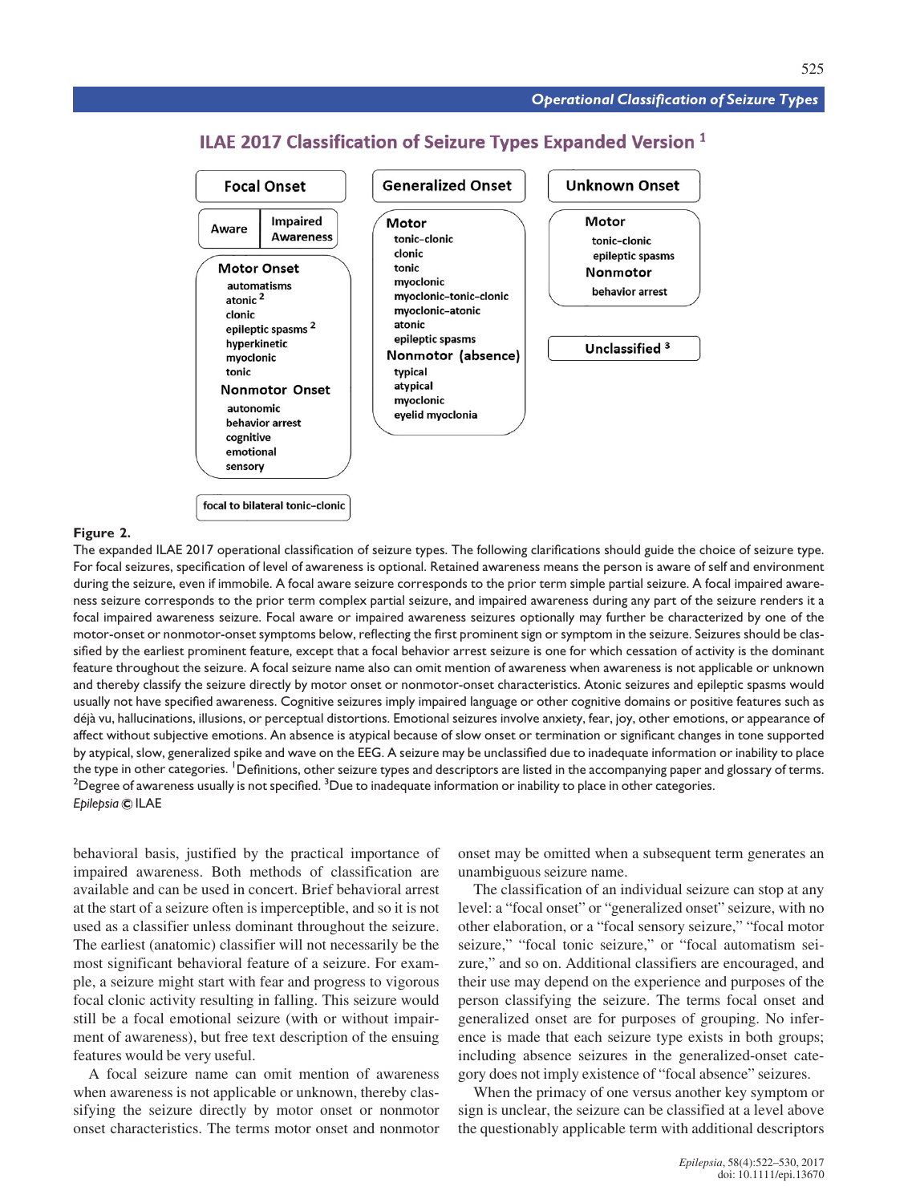## ILAE 2017 Classification of Seizure Types Expanded Version [1]

**Focal Onset**

Aware | Impaired Awareness

**Motor Onset**
automatisms
atonic [2]
clonic
epileptic spasms [2]
hyperkinetic
myoclonic
tonic

**Nonmotor Onset**
autonomic
behavior arrest
cognitive
emotional
sensory

focal to bilateral tonic–clonic

**Generalized Onset**

**Motor**
tonic–clonic
clonic
tonic
myoclonic
myoclonic–tonic–clonic
myoclonic–atonic
atonic
epileptic spasms

**Nonmotor (absence)**
typical
atypical
myoclonic
eyelid myoclonia

**Unknown Onset**

**Motor**
tonic–clonic
epileptic spasms

**Nonmotor**
behavior arrest

**Unclassified [3]**

**Figure 2.**

The expanded ILAE 2017 operational classification of seizure types. The following clarifications should guide the choice of seizure type. For focal seizures, specification of level of awareness is optional. Retained awareness means the person is aware of self and environment during the seizure, even if immobile. A focal aware seizure corresponds to the prior term simple partial seizure. A focal impaired awareness seizure corresponds to the prior term complex partial seizure, and impaired awareness during any part of the seizure renders it a focal impaired awareness seizure. Focal aware or impaired awareness seizures optionally may further be characterized by one of the motor-onset or nonmotor-onset symptoms below, reflecting the first prominent sign or symptom in the seizure. Seizures should be classified by the earliest prominent feature, except that a focal behavior arrest seizure is one for which cessation of activity is the dominant feature throughout the seizure. A focal seizure name also can omit mention of awareness when awareness is not applicable or unknown and thereby classify the seizure directly by motor onset or nonmotor-onset characteristics. Atonic seizures and epileptic spasms would usually not have specified awareness. Cognitive seizures imply impaired language or other cognitive domains or positive features such as déjà vu, hallucinations, illusions, or perceptual distortions. Emotional seizures involve anxiety, fear, joy, other emotions, or appearance of affect without subjective emotions. An absence is atypical because of slow onset or termination or significant changes in tone supported by atypical, slow, generalized spike and wave on the EEG. A seizure may be unclassified due to inadequate information or inability to place the type in other categories. [1]Definitions, other seizure types and descriptors are listed in the accompanying paper and glossary of terms. [2]Degree of awareness usually is not specified. [3]Due to inadequate information or inability to place in other categories.
*Epilepsia* © ILAE

behavioral basis, justified by the practical importance of impaired awareness. Both methods of classification are available and can be used in concert. Brief behavioral arrest at the start of a seizure often is imperceptible, and so it is not used as a classifier unless dominant throughout the seizure. The earliest (anatomic) classifier will not necessarily be the most significant behavioral feature of a seizure. For example, a seizure might start with fear and progress to vigorous focal clonic activity resulting in falling. This seizure would still be a focal emotional seizure (with or without impairment of awareness), but free text description of the ensuing features would be very useful.

A focal seizure name can omit mention of awareness when awareness is not applicable or unknown, thereby classifying the seizure directly by motor onset or nonmotor onset characteristics. The terms motor onset and nonmotor onset may be omitted when a subsequent term generates an unambiguous seizure name.

The classification of an individual seizure can stop at any level: a "focal onset" or "generalized onset" seizure, with no other elaboration, or a "focal sensory seizure," "focal motor seizure," "focal tonic seizure," or "focal automatism seizure," and so on. Additional classifiers are encouraged, and their use may depend on the experience and purposes of the person classifying the seizure. The terms focal onset and generalized onset are for purposes of grouping. No inference is made that each seizure type exists in both groups; including absence seizures in the generalized-onset category does not imply existence of "focal absence" seizures.

When the primacy of one versus another key symptom or sign is unclear, the seizure can be classified at a level above the questionably applicable term with additional descriptors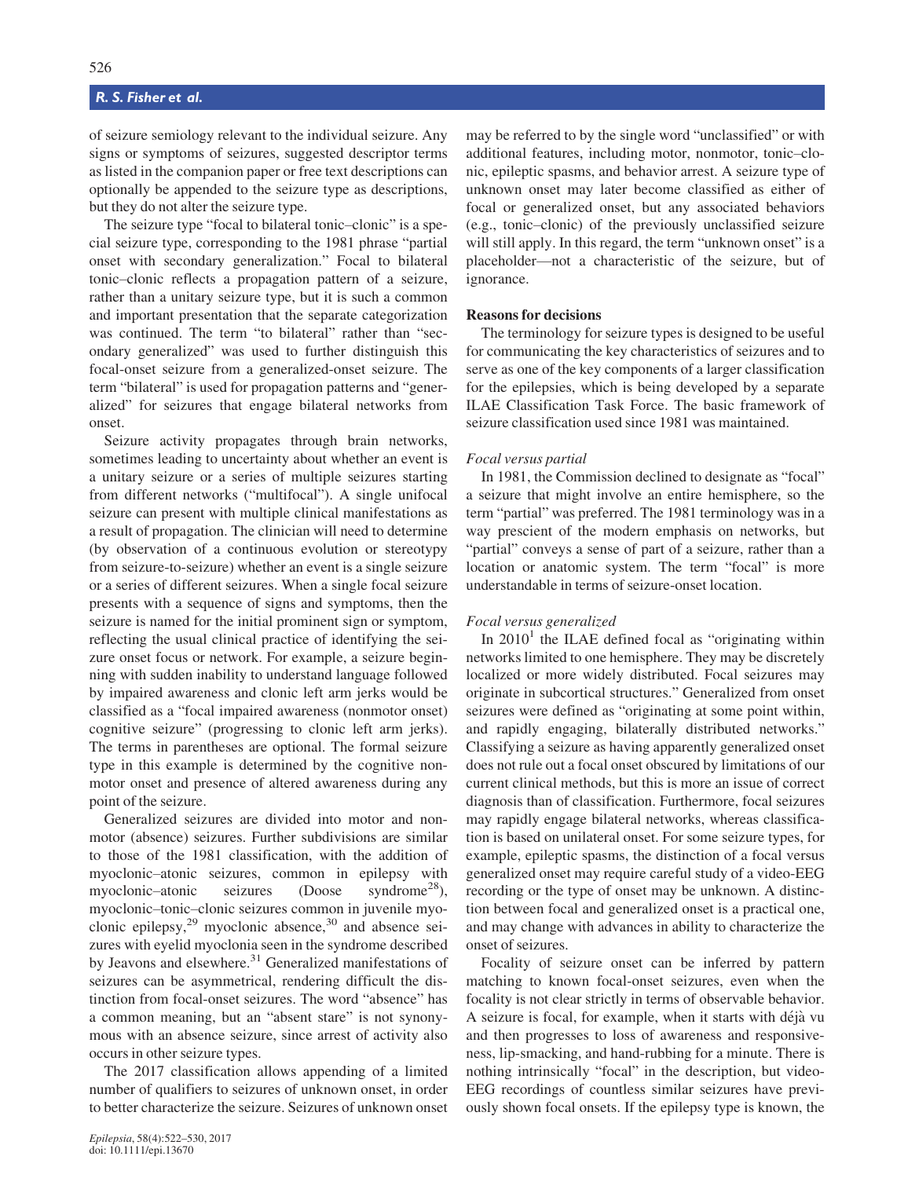of seizure semiology relevant to the individual seizure. Any signs or symptoms of seizures, suggested descriptor terms as listed in the companion paper or free text descriptions can optionally be appended to the seizure type as descriptions, but they do not alter the seizure type.

The seizure type "focal to bilateral tonic–clonic" is a special seizure type, corresponding to the 1981 phrase "partial onset with secondary generalization." Focal to bilateral tonic–clonic reflects a propagation pattern of a seizure, rather than a unitary seizure type, but it is such a common and important presentation that the separate categorization was continued. The term "to bilateral" rather than "secondary generalized" was used to further distinguish this focal-onset seizure from a generalized-onset seizure. The term "bilateral" is used for propagation patterns and "generalized" for seizures that engage bilateral networks from onset.

Seizure activity propagates through brain networks, sometimes leading to uncertainty about whether an event is a unitary seizure or a series of multiple seizures starting from different networks ("multifocal"). A single unifocal seizure can present with multiple clinical manifestations as a result of propagation. The clinician will need to determine (by observation of a continuous evolution or stereotypy from seizure-to-seizure) whether an event is a single seizure or a series of different seizures. When a single focal seizure presents with a sequence of signs and symptoms, then the seizure is named for the initial prominent sign or symptom, reflecting the usual clinical practice of identifying the seizure onset focus or network. For example, a seizure beginning with sudden inability to understand language followed by impaired awareness and clonic left arm jerks would be classified as a "focal impaired awareness (nonmotor onset) cognitive seizure" (progressing to clonic left arm jerks). The terms in parentheses are optional. The formal seizure type in this example is determined by the cognitive nonmotor onset and presence of altered awareness during any point of the seizure.

Generalized seizures are divided into motor and nonmotor (absence) seizures. Further subdivisions are similar to those of the 1981 classification, with the addition of myoclonic–atonic seizures, common in epilepsy with myoclonic–atonic seizures (Doose syndrome[28]), myoclonic–tonic–clonic seizures common in juvenile myoclonic epilepsy,[29] myoclonic absence,[30] and absence seizures with eyelid myoclonia seen in the syndrome described by Jeavons and elsewhere.[31] Generalized manifestations of seizures can be asymmetrical, rendering difficult the distinction from focal-onset seizures. The word "absence" has a common meaning, but an "absent stare" is not synonymous with an absence seizure, since arrest of activity also occurs in other seizure types.

The 2017 classification allows appending of a limited number of qualifiers to seizures of unknown onset, in order to better characterize the seizure. Seizures of unknown onset may be referred to by the single word "unclassified" or with additional features, including motor, nonmotor, tonic–clonic, epileptic spasms, and behavior arrest. A seizure type of unknown onset may later become classified as either of focal or generalized onset, but any associated behaviors (e.g., tonic–clonic) of the previously unclassified seizure will still apply. In this regard, the term "unknown onset" is a placeholder—not a characteristic of the seizure, but of ignorance.

## Reasons for decisions

The terminology for seizure types is designed to be useful for communicating the key characteristics of seizures and to serve as one of the key components of a larger classification for the epilepsies, which is being developed by a separate ILAE Classification Task Force. The basic framework of seizure classification used since 1981 was maintained.

### *Focal versus partial*

In 1981, the Commission declined to designate as "focal" a seizure that might involve an entire hemisphere, so the term "partial" was preferred. The 1981 terminology was in a way prescient of the modern emphasis on networks, but "partial" conveys a sense of part of a seizure, rather than a location or anatomic system. The term "focal" is more understandable in terms of seizure-onset location.

### *Focal versus generalized*

In 2010[1] the ILAE defined focal as "originating within networks limited to one hemisphere. They may be discretely localized or more widely distributed. Focal seizures may originate in subcortical structures." Generalized from onset seizures were defined as "originating at some point within, and rapidly engaging, bilaterally distributed networks." Classifying a seizure as having apparently generalized onset does not rule out a focal onset obscured by limitations of our current clinical methods, but this is more an issue of correct diagnosis than of classification. Furthermore, focal seizures may rapidly engage bilateral networks, whereas classification is based on unilateral onset. For some seizure types, for example, epileptic spasms, the distinction of a focal versus generalized onset may require careful study of a video-EEG recording or the type of onset may be unknown. A distinction between focal and generalized onset is a practical one, and may change with advances in ability to characterize the onset of seizures.

Focality of seizure onset can be inferred by pattern matching to known focal-onset seizures, even when the focality is not clear strictly in terms of observable behavior. A seizure is focal, for example, when it starts with déjà vu and then progresses to loss of awareness and responsiveness, lip-smacking, and hand-rubbing for a minute. There is nothing intrinsically "focal" in the description, but video-EEG recordings of countless similar seizures have previously shown focal onsets. If the epilepsy type is known, the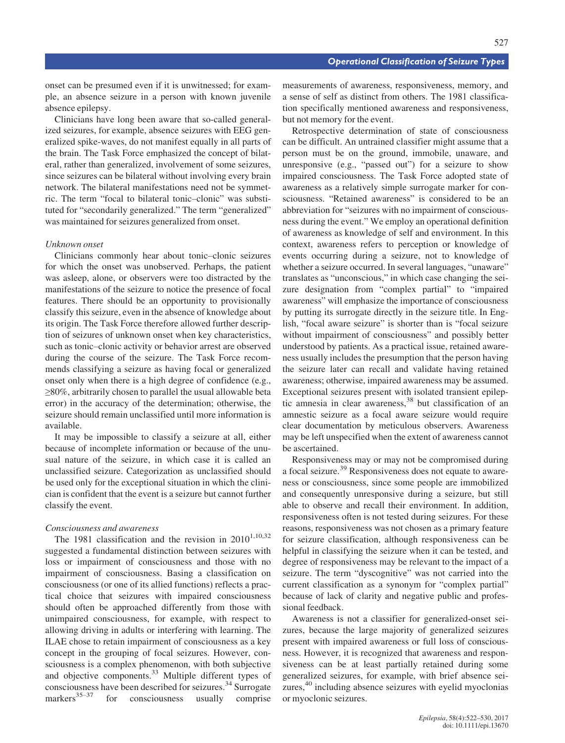onset can be presumed even if it is unwitnessed; for example, an absence seizure in a person with known juvenile absence epilepsy.

Clinicians have long been aware that so-called generalized seizures, for example, absence seizures with EEG generalized spike-waves, do not manifest equally in all parts of the brain. The Task Force emphasized the concept of bilateral, rather than generalized, involvement of some seizures, since seizures can be bilateral without involving every brain network. The bilateral manifestations need not be symmetric. The term "focal to bilateral tonic–clonic" was substituted for "secondarily generalized." The term "generalized" was maintained for seizures generalized from onset.

*Unknown onset*

Clinicians commonly hear about tonic–clonic seizures for which the onset was unobserved. Perhaps, the patient was asleep, alone, or observers were too distracted by the manifestations of the seizure to notice the presence of focal features. There should be an opportunity to provisionally classify this seizure, even in the absence of knowledge about its origin. The Task Force therefore allowed further description of seizures of unknown onset when key characteristics, such as tonic–clonic activity or behavior arrest are observed during the course of the seizure. The Task Force recommends classifying a seizure as having focal or generalized onset only when there is a high degree of confidence (e.g., ≥80%, arbitrarily chosen to parallel the usual allowable beta error) in the accuracy of the determination; otherwise, the seizure should remain unclassified until more information is available.

It may be impossible to classify a seizure at all, either because of incomplete information or because of the unusual nature of the seizure, in which case it is called an unclassified seizure. Categorization as unclassified should be used only for the exceptional situation in which the clinician is confident that the event is a seizure but cannot further classify the event.

*Consciousness and awareness*

The 1981 classification and the revision in 2010[1,10,32] suggested a fundamental distinction between seizures with loss or impairment of consciousness and those with no impairment of consciousness. Basing a classification on consciousness (or one of its allied functions) reflects a practical choice that seizures with impaired consciousness should often be approached differently from those with unimpaired consciousness, for example, with respect to allowing driving in adults or interfering with learning. The ILAE chose to retain impairment of consciousness as a key concept in the grouping of focal seizures. However, consciousness is a complex phenomenon, with both subjective and objective components.[33] Multiple different types of consciousness have been described for seizures.[34] Surrogate markers[35–37] for consciousness usually comprise measurements of awareness, responsiveness, memory, and a sense of self as distinct from others. The 1981 classification specifically mentioned awareness and responsiveness, but not memory for the event.

Retrospective determination of state of consciousness can be difficult. An untrained classifier might assume that a person must be on the ground, immobile, unaware, and unresponsive (e.g., "passed out") for a seizure to show impaired consciousness. The Task Force adopted state of awareness as a relatively simple surrogate marker for consciousness. "Retained awareness" is considered to be an abbreviation for "seizures with no impairment of consciousness during the event." We employ an operational definition of awareness as knowledge of self and environment. In this context, awareness refers to perception or knowledge of events occurring during a seizure, not to knowledge of whether a seizure occurred. In several languages, "unaware" translates as "unconscious," in which case changing the seizure designation from "complex partial" to "impaired awareness" will emphasize the importance of consciousness by putting its surrogate directly in the seizure title. In English, "focal aware seizure" is shorter than is "focal seizure without impairment of consciousness" and possibly better understood by patients. As a practical issue, retained awareness usually includes the presumption that the person having the seizure later can recall and validate having retained awareness; otherwise, impaired awareness may be assumed. Exceptional seizures present with isolated transient epileptic amnesia in clear awareness,[38] but classification of an amnestic seizure as a focal aware seizure would require clear documentation by meticulous observers. Awareness may be left unspecified when the extent of awareness cannot be ascertained.

Responsiveness may or may not be compromised during a focal seizure.[39] Responsiveness does not equate to awareness or consciousness, since some people are immobilized and consequently unresponsive during a seizure, but still able to observe and recall their environment. In addition, responsiveness often is not tested during seizures. For these reasons, responsiveness was not chosen as a primary feature for seizure classification, although responsiveness can be helpful in classifying the seizure when it can be tested, and degree of responsiveness may be relevant to the impact of a seizure. The term "dyscognitive" was not carried into the current classification as a synonym for "complex partial" because of lack of clarity and negative public and professional feedback.

Awareness is not a classifier for generalized-onset seizures, because the large majority of generalized seizures present with impaired awareness or full loss of consciousness. However, it is recognized that awareness and responsiveness can be at least partially retained during some generalized seizures, for example, with brief absence seizures,[40] including absence seizures with eyelid myoclonias or myoclonic seizures.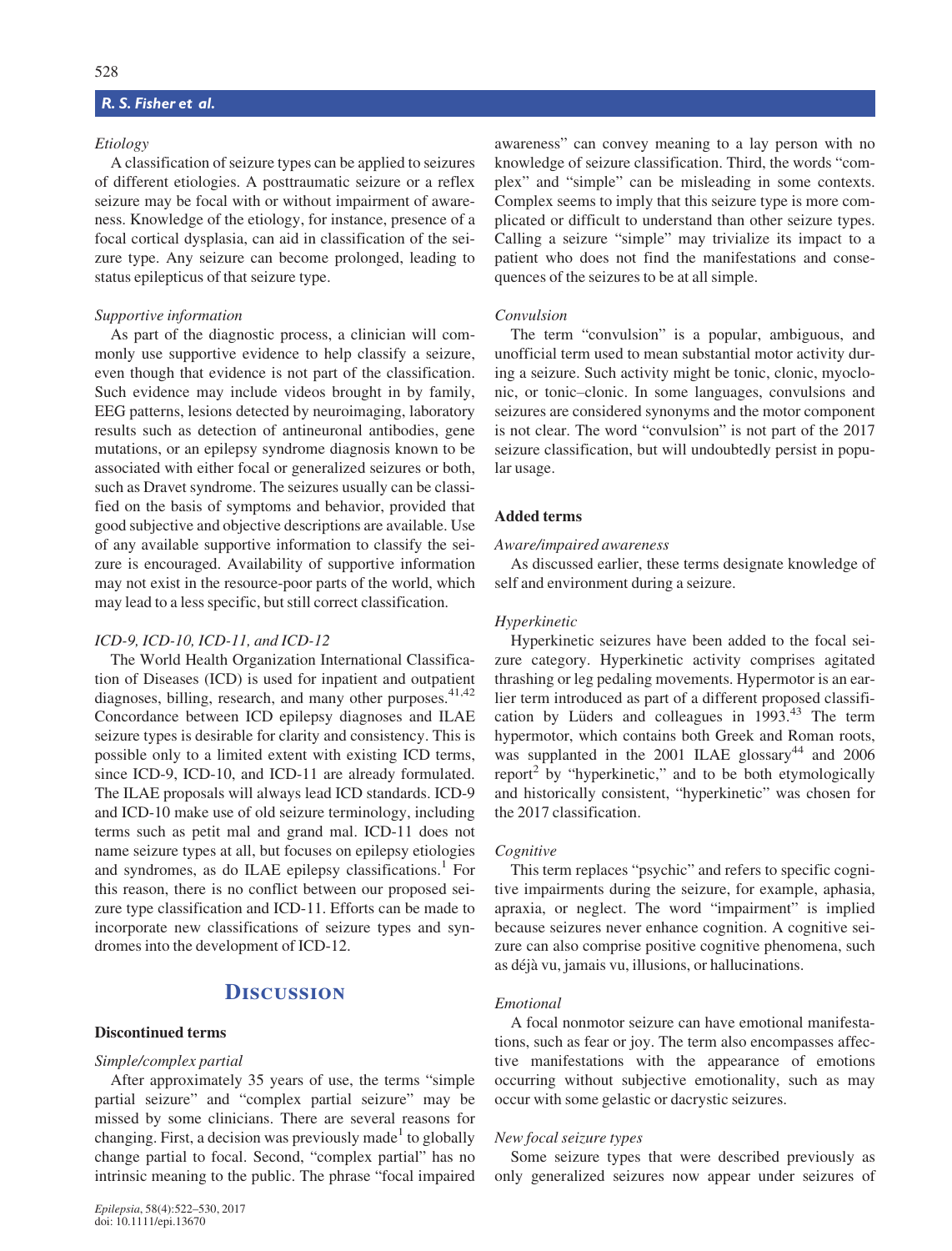*Etiology*

A classification of seizure types can be applied to seizures of different etiologies. A posttraumatic seizure or a reflex seizure may be focal with or without impairment of awareness. Knowledge of the etiology, for instance, presence of a focal cortical dysplasia, can aid in classification of the seizure type. Any seizure can become prolonged, leading to status epilepticus of that seizure type.

*Supportive information*

As part of the diagnostic process, a clinician will commonly use supportive evidence to help classify a seizure, even though that evidence is not part of the classification. Such evidence may include videos brought in by family, EEG patterns, lesions detected by neuroimaging, laboratory results such as detection of antineuronal antibodies, gene mutations, or an epilepsy syndrome diagnosis known to be associated with either focal or generalized seizures or both, such as Dravet syndrome. The seizures usually can be classified on the basis of symptoms and behavior, provided that good subjective and objective descriptions are available. Use of any available supportive information to classify the seizure is encouraged. Availability of supportive information may not exist in the resource-poor parts of the world, which may lead to a less specific, but still correct classification.

*ICD-9, ICD-10, ICD-11, and ICD-12*

The World Health Organization International Classification of Diseases (ICD) is used for inpatient and outpatient diagnoses, billing, research, and many other purposes.[41,42] Concordance between ICD epilepsy diagnoses and ILAE seizure types is desirable for clarity and consistency. This is possible only to a limited extent with existing ICD terms, since ICD-9, ICD-10, and ICD-11 are already formulated. The ILAE proposals will always lead ICD standards. ICD-9 and ICD-10 make use of old seizure terminology, including terms such as petit mal and grand mal. ICD-11 does not name seizure types at all, but focuses on epilepsy etiologies and syndromes, as do ILAE epilepsy classifications.[1] For this reason, there is no conflict between our proposed seizure type classification and ICD-11. Efforts can be made to incorporate new classifications of seizure types and syndromes into the development of ICD-12.

# Discussion

## Discontinued terms

*Simple/complex partial*

After approximately 35 years of use, the terms "simple partial seizure" and "complex partial seizure" may be missed by some clinicians. There are several reasons for changing. First, a decision was previously made[1] to globally change partial to focal. Second, "complex partial" has no intrinsic meaning to the public. The phrase "focal impaired awareness" can convey meaning to a lay person with no knowledge of seizure classification. Third, the words "complex" and "simple" can be misleading in some contexts. Complex seems to imply that this seizure type is more complicated or difficult to understand than other seizure types. Calling a seizure "simple" may trivialize its impact to a patient who does not find the manifestations and consequences of the seizures to be at all simple.

*Convulsion*

The term "convulsion" is a popular, ambiguous, and unofficial term used to mean substantial motor activity during a seizure. Such activity might be tonic, clonic, myoclonic, or tonic–clonic. In some languages, convulsions and seizures are considered synonyms and the motor component is not clear. The word "convulsion" is not part of the 2017 seizure classification, but will undoubtedly persist in popular usage.

## Added terms

*Aware/impaired awareness*

As discussed earlier, these terms designate knowledge of self and environment during a seizure.

*Hyperkinetic*

Hyperkinetic seizures have been added to the focal seizure category. Hyperkinetic activity comprises agitated thrashing or leg pedaling movements. Hypermotor is an earlier term introduced as part of a different proposed classification by Lüders and colleagues in 1993.[43] The term hypermotor, which contains both Greek and Roman roots, was supplanted in the 2001 ILAE glossary[44] and 2006 report[2] by "hyperkinetic," and to be both etymologically and historically consistent, "hyperkinetic" was chosen for the 2017 classification.

*Cognitive*

This term replaces "psychic" and refers to specific cognitive impairments during the seizure, for example, aphasia, apraxia, or neglect. The word "impairment" is implied because seizures never enhance cognition. A cognitive seizure can also comprise positive cognitive phenomena, such as déjà vu, jamais vu, illusions, or hallucinations.

*Emotional*

A focal nonmotor seizure can have emotional manifestations, such as fear or joy. The term also encompasses affective manifestations with the appearance of emotions occurring without subjective emotionality, such as may occur with some gelastic or dacrystic seizures.

*New focal seizure types*

Some seizure types that were described previously as only generalized seizures now appear under seizures of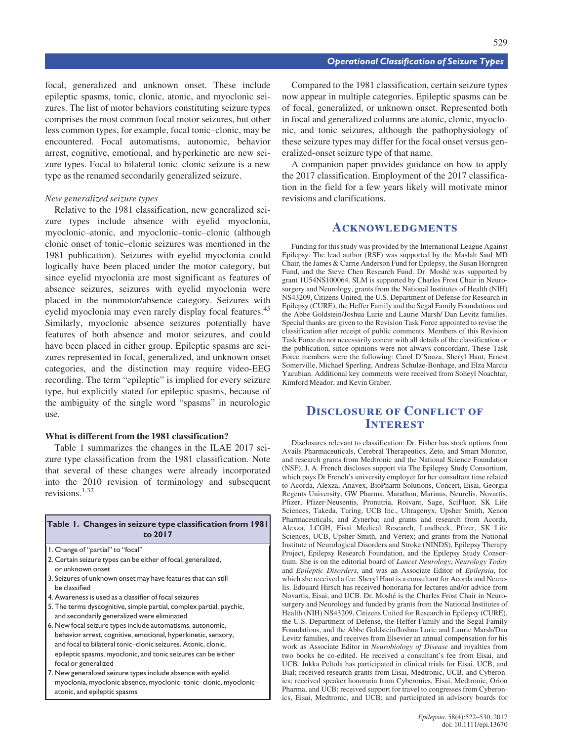focal, generalized and unknown onset. These include epileptic spasms, tonic, clonic, atonic, and myoclonic seizures. The list of motor behaviors constituting seizure types comprises the most common focal motor seizures, but other less common types, for example, focal tonic–clonic, may be encountered. Focal automatisms, autonomic, behavior arrest, cognitive, emotional, and hyperkinetic are new seizure types. Focal to bilateral tonic–clonic seizure is a new type as the renamed secondarily generalized seizure.

*New generalized seizure types*

Relative to the 1981 classification, new generalized seizure types include absence with eyelid myoclonia, myoclonic–atonic, and myoclonic–tonic–clonic (although clonic onset of tonic–clonic seizures was mentioned in the 1981 publication). Seizures with eyelid myoclonia could logically have been placed under the motor category, but since eyelid myoclonia are most significant as features of absence seizures, seizures with eyelid myoclonia were placed in the nonmotor/absence category. Seizures with eyelid myoclonia may even rarely display focal features.[45] Similarly, myoclonic absence seizures potentially have features of both absence and motor seizures, and could have been placed in either group. Epileptic spasms are seizures represented in focal, generalized, and unknown onset categories, and the distinction may require video-EEG recording. The term "epileptic" is implied for every seizure type, but explicitly stated for epileptic spasms, because of the ambiguity of the single word "spasms" in neurologic use.

**What is different from the 1981 classification?**

Table 1 summarizes the changes in the ILAE 2017 seizure type classification from the 1981 classification. Note that several of these changes were already incorporated into the 2010 revision of terminology and subsequent revisions.[1,32]

**Table 1. Changes in seizure type classification from 1981 to 2017**

1. Change of "partial" to "focal"
2. Certain seizure types can be either of focal, generalized, or unknown onset
3. Seizures of unknown onset may have features that can still be classified
4. Awareness is used as a classifier of focal seizures
5. The terms dyscognitive, simple partial, complex partial, psychic, and secondarily generalized were eliminated
6. New focal seizure types include automatisms, autonomic, behavior arrest, cognitive, emotional, hyperkinetic, sensory, and focal to bilateral tonic–clonic seizures. Atonic, clonic, epileptic spasms, myoclonic, and tonic seizures can be either focal or generalized
7. New generalized seizure types include absence with eyelid myoclonia, myoclonic absence, myoclonic–tonic–clonic, myoclonic–atonic, and epileptic spasms

Compared to the 1981 classification, certain seizure types now appear in multiple categories. Epileptic spasms can be of focal, generalized, or unknown onset. Represented both in focal and generalized columns are atonic, clonic, myoclonic, and tonic seizures, although the pathophysiology of these seizure types may differ for the focal onset versus generalized-onset seizure type of that name.

A companion paper provides guidance on how to apply the 2017 classification. Employment of the 2017 classification in the field for a few years likely will motivate minor revisions and clarifications.

## Acknowledgments

Funding for this study was provided by the International League Against Epilepsy. The lead author (RSF) was supported by the Maslah Saul MD Chair, the James & Carrie Anderson Fund for Epilepsy, the Susan Horngren Fund, and the Steve Chen Research Fund. Dr. Moshé was supported by grant 1U54NS100064. SLM is supported by Charles Frost Chair in Neurosurgery and Neurology, grants from the National Institutes of Health (NIH) NS43209, Citizens United, the U.S. Department of Defense for Research in Epilepsy (CURE), the Heffer Family and the Segal Family Foundations and the Abbe Goldstein/Joshua Lurie and Laurie Marsh/ Dan Levitz families. Special thanks are given to the Revision Task Force appointed to revise the classification after receipt of public comments. Members of this Revision Task Force do not necessarily concur with all details of the classification or the publication, since opinions were not always concordant. These Task Force members were the following: Carol D'Souza, Sheryl Haut, Ernest Somerville, Michael Sperling, Andreas Schulze-Bonhage, and Elza Marcia Yacubian. Additional key comments were received from Soheyl Noachtar, Kimford Meador, and Kevin Graber.

## Disclosure of Conflict of Interest

Disclosures relevant to classification: Dr. Fisher has stock options from Avails Pharmaceuticals, Cerebral Therapeutics, Zeto, and Smart Monitor, and research grants from Medtronic and the National Science Foundation (NSF). J. A. French discloses support via The Epilepsy Study Consortium, which pays Dr French's university employer for her consultant time related to Acorda, Alexza, Anavex, BioPharm Solutions, Concert, Eisai, Georgia Regents University, GW Pharma, Marathon, Marinus, Neurelis, Novartis, Pfizer, Pfizer-Neusentis, Pronutria, Roivant, Sage, SciFluor, SK Life Sciences, Takeda, Turing, UCB Inc., Ultragenyx, Upsher Smith, Xenon Pharmaceuticals, and Zynerba; and grants and research from Acorda, Alexza, LCGH, Eisai Medical Research, Lundbeck, Pfizer, SK Life Sciences, UCB, Upsher-Smith, and Vertex; and grants from the National Institute of Neurological Disorders and Stroke (NINDS), Epilepsy Therapy Project, Epilepsy Research Foundation, and the Epilepsy Study Consortium. She is on the editorial board of *Lancet Neurology*, *Neurology Today* and *Epileptic Disorders*, and was an Associate Editor of *Epilepsia*, for which she received a fee. Sheryl Haut is a consultant for Acorda and Neurelis. Edouard Hirsch has received honoraria for lectures and/or advice from Novartis, Eisai, and UCB. Dr. Moshé is the Charles Frost Chair in Neurosurgery and Neurology and funded by grants from the National Institutes of Health (NIH) NS43209, Citizens United for Research in Epilepsy (CURE), the U.S. Department of Defense, the Heffer Family and the Segal Family Foundations, and the Abbe Goldstein/Joshua Lurie and Laurie Marsh/Dan Levitz families, and receives from Elsevier an annual compensation for his work as Associate Editor in *Neurobiology of Disease* and royalties from two books he co-edited. He received a consultant's fee from Eisai, and UCB. Jukka Peltola has participated in clinical trials for Eisai, UCB, and Bial; received research grants from Eisai, Medtronic, UCB, and Cyberonics; received speaker honoraria from Cyberonics, Eisai, Medtronic, Orion Pharma, and UCB; received support for travel to congresses from Cyberonics, Eisai, Medtronic, and UCB; and participated in advisory boards for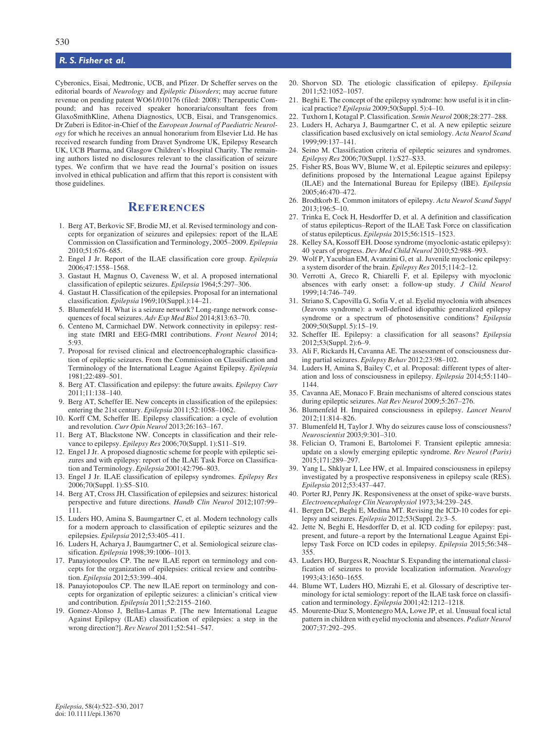Cyberonics, Eisai, Medtronic, UCB, and Pfizer. Dr Scheffer serves on the editorial boards of *Neurology* and *Epileptic Disorders*; may accrue future revenue on pending patent WO61/010176 (filed: 2008): Therapeutic Compound; and has received speaker honoraria/consultant fees from GlaxoSmithKline, Athena Diagnostics, UCB, Eisai, and Transgenomics. Dr Zuberi is Editor-in-Chief of the *European Journal of Paediatric Neurology* for which he receives an annual honorarium from Elsevier Ltd. He has received research funding from Dravet Syndrome UK, Epilepsy Research UK, UCB Pharma, and Glasgow Children's Hospital Charity. The remaining authors listed no disclosures relevant to the classification of seizure types. We confirm that we have read the Journal's position on issues involved in ethical publication and affirm that this report is consistent with those guidelines.

## References

1. Berg AT, Berkovic SF, Brodie MJ, et al. Revised terminology and concepts for organization of seizures and epilepsies: report of the ILAE Commission on Classification and Terminology, 2005–2009. *Epilepsia* 2010;51:676–685.
2. Engel J Jr. Report of the ILAE classification core group. *Epilepsia* 2006;47:1558–1568.
3. Gastaut H, Magnus O, Caveness W, et al. A proposed international classification of epileptic seizures. *Epilepsia* 1964;5:297–306.
4. Gastaut H. Classification of the epilepsies. Proposal for an international classification. *Epilepsia* 1969;10(Suppl.):14–21.
5. Blumenfeld H. What is a seizure network? Long-range network consequences of focal seizures. *Adv Exp Med Biol* 2014;813:63–70.
6. Centeno M, Carmichael DW. Network connectivity in epilepsy: resting state fMRI and EEG-fMRI contributions. *Front Neurol* 2014; 5:93.
7. Proposal for revised clinical and electroencephalographic classification of epileptic seizures. From the Commission on Classification and Terminology of the International League Against Epilepsy. *Epilepsia* 1981;22:489–501.
8. Berg AT. Classification and epilepsy: the future awaits. *Epilepsy Curr* 2011;11:138–140.
9. Berg AT, Scheffer IE. New concepts in classification of the epilepsies: entering the 21st century. *Epilepsia* 2011;52:1058–1062.
10. Korff CM, Scheffer IE. Epilepsy classification: a cycle of evolution and revolution. *Curr Opin Neurol* 2013;26:163–167.
11. Berg AT, Blackstone NW. Concepts in classification and their relevance to epilepsy. *Epilepsy Res* 2006;70(Suppl. 1):S11–S19.
12. Engel J Jr. A proposed diagnostic scheme for people with epileptic seizures and with epilepsy: report of the ILAE Task Force on Classification and Terminology. *Epilepsia* 2001;42:796–803.
13. Engel J Jr. ILAE classification of epilepsy syndromes. *Epilepsy Res* 2006;70(Suppl. 1):S5–S10.
14. Berg AT, Cross JH. Classification of epilepsies and seizures: historical perspective and future directions. *Handb Clin Neurol* 2012;107:99–111.
15. Luders HO, Amina S, Baumgartner C, et al. Modern technology calls for a modern approach to classification of epileptic seizures and the epilepsies. *Epilepsia* 2012;53:405–411.
16. Luders H, Acharya J, Baumgartner C, et al. Semiological seizure classification. *Epilepsia* 1998;39:1006–1013.
17. Panayiotopoulos CP. The new ILAE report on terminology and concepts for the organization of epilepsies: critical review and contribution. *Epilepsia* 2012;53:399–404.
18. Panayiotopoulos CP. The new ILAE report on terminology and concepts for organization of epileptic seizures: a clinician's critical view and contribution. *Epilepsia* 2011;52:2155–2160.
19. Gomez-Alonso J, Bellas-Lamas P. [The new International League Against Epilepsy (ILAE) classification of epilepsies: a step in the wrong direction?]. *Rev Neurol* 2011;52:541–547.
20. Shorvon SD. The etiologic classification of epilepsy. *Epilepsia* 2011;52:1052–1057.
21. Beghi E. The concept of the epilepsy syndrome: how useful is it in clinical practice? *Epilepsia* 2009;50(Suppl. 5):4–10.
22. Tuxhorn I, Kotagal P. Classification. *Semin Neurol* 2008;28:277–288.
23. Luders H, Acharya J, Baumgartner C, et al. A new epileptic seizure classification based exclusively on ictal semiology. *Acta Neurol Scand* 1999;99:137–141.
24. Seino M. Classification criteria of epileptic seizures and syndromes. *Epilepsy Res* 2006;70(Suppl. 1):S27–S33.
25. Fisher RS, Boas WV, Blume W, et al. Epileptic seizures and epilepsy: definitions proposed by the International League against Epilepsy (ILAE) and the International Bureau for Epilepsy (IBE). *Epilepsia* 2005;46:470–472.
26. Brodtkorb E. Common imitators of epilepsy. *Acta Neurol Scand Suppl* 2013;196:5–10.
27. Trinka E, Cock H, Hesdorffer D, et al. A definition and classification of status epilepticus–Report of the ILAE Task Force on classification of status epilepticus. *Epilepsia* 2015;56:1515–1523.
28. Kelley SA, Kossoff EH. Doose syndrome (myoclonic-astatic epilepsy): 40 years of progress. *Dev Med Child Neurol* 2010;52:988–993.
29. Wolf P, Yacubian EM, Avanzini G, et al. Juvenile myoclonic epilepsy: a system disorder of the brain. *Epilepsy Res* 2015;114:2–12.
30. Verrotti A, Greco R, Chiarelli F, et al. Epilepsy with myoclonic absences with early onset: a follow-up study. *J Child Neurol* 1999;14:746–749.
31. Striano S, Capovilla G, Sofia V, et al. Eyelid myoclonia with absences (Jeavons syndrome): a well-defined idiopathic generalized epilepsy syndrome or a spectrum of photosensitive conditions? *Epilepsia* 2009;50(Suppl. 5):15–19.
32. Scheffer IE. Epilepsy: a classification for all seasons? *Epilepsia* 2012;53(Suppl. 2):6–9.
33. Ali F, Rickards H, Cavanna AE. The assessment of consciousness during partial seizures. *Epilepsy Behav* 2012;23:98–102.
34. Luders H, Amina S, Bailey C, et al. Proposal: different types of alteration and loss of consciousness in epilepsy. *Epilepsia* 2014;55:1140–1144.
35. Cavanna AE, Monaco F. Brain mechanisms of altered conscious states during epileptic seizures. *Nat Rev Neurol* 2009;5:267–276.
36. Blumenfeld H. Impaired consciousness in epilepsy. *Lancet Neurol* 2012;11:814–826.
37. Blumenfeld H, Taylor J. Why do seizures cause loss of consciousness? *Neuroscientist* 2003;9:301–310.
38. Felician O, Tramoni E, Bartolomei F. Transient epileptic amnesia: update on a slowly emerging epileptic syndrome. *Rev Neurol (Paris)* 2015;171:289–297.
39. Yang L, Shklyar I, Lee HW, et al. Impaired consciousness in epilepsy investigated by a prospective responsiveness in epilepsy scale (RES). *Epilepsia* 2012;53:437–447.
40. Porter RJ, Penry JK. Responsiveness at the onset of spike-wave bursts. *Electroencephalogr Clin Neurophysiol* 1973;34:239–245.
41. Bergen DC, Beghi E, Medina MT. Revising the ICD-10 codes for epilepsy and seizures. *Epilepsia* 2012;53(Suppl. 2):3–5.
42. Jette N, Beghi E, Hesdorffer D, et al. ICD coding for epilepsy: past, present, and future–a report by the International League Against Epilepsy Task Force on ICD codes in epilepsy. *Epilepsia* 2015;56:348–355.
43. Luders HO, Burgess R, Noachtar S. Expanding the international classification of seizures to provide localization information. *Neurology* 1993;43:1650–1655.
44. Blume WT, Luders HO, Mizrahi E, et al. Glossary of descriptive terminology for ictal semiology: report of the ILAE task force on classification and terminology. *Epilepsia* 2001;42:1212–1218.
45. Mourente-Diaz S, Montenegro MA, Lowe JP, et al. Unusual focal ictal pattern in children with eyelid myoclonia and absences. *Pediatr Neurol* 2007;37:292–295.